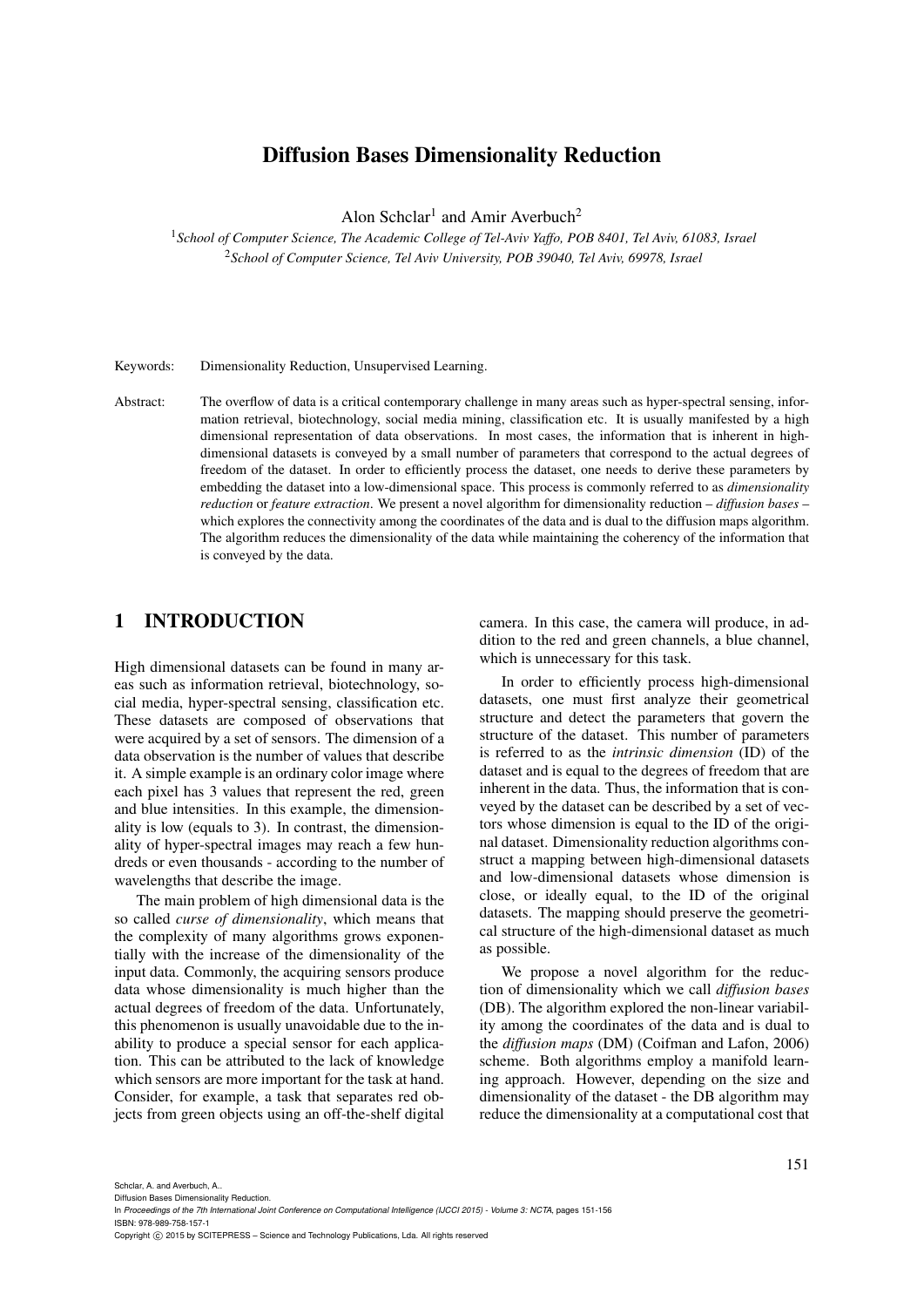# Diffusion Bases Dimensionality Reduction

Alon Schclar[1] and Amir Averbuch[2]

[1]*School of Computer Science, The Academic College of Tel-Aviv Yaffo, POB 8401, Tel Aviv, 61083, Israel*
[2]*School of Computer Science, Tel Aviv University, POB 39040, Tel Aviv, 69978, Israel*

Keywords: Dimensionality Reduction, Unsupervised Learning.

Abstract: The overflow of data is a critical contemporary challenge in many areas such as hyper-spectral sensing, information retrieval, biotechnology, social media mining, classification etc. It is usually manifested by a high dimensional representation of data observations. In most cases, the information that is inherent in high-dimensional datasets is conveyed by a small number of parameters that correspond to the actual degrees of freedom of the dataset. In order to efficiently process the dataset, one needs to derive these parameters by embedding the dataset into a low-dimensional space. This process is commonly referred to as *dimensionality reduction* or *feature extraction*. We present a novel algorithm for dimensionality reduction – *diffusion bases* – which explores the connectivity among the coordinates of the data and is dual to the diffusion maps algorithm. The algorithm reduces the dimensionality of the data while maintaining the coherency of the information that is conveyed by the data.

## 1 INTRODUCTION

High dimensional datasets can be found in many areas such as information retrieval, biotechnology, social media, hyper-spectral sensing, classification etc. These datasets are composed of observations that were acquired by a set of sensors. The dimension of a data observation is the number of values that describe it. A simple example is an ordinary color image where each pixel has 3 values that represent the red, green and blue intensities. In this example, the dimensionality is low (equals to 3). In contrast, the dimensionality of hyper-spectral images may reach a few hundreds or even thousands - according to the number of wavelengths that describe the image.

The main problem of high dimensional data is the so called *curse of dimensionality*, which means that the complexity of many algorithms grows exponentially with the increase of the dimensionality of the input data. Commonly, the acquiring sensors produce data whose dimensionality is much higher than the actual degrees of freedom of the data. Unfortunately, this phenomenon is usually unavoidable due to the inability to produce a special sensor for each application. This can be attributed to the lack of knowledge which sensors are more important for the task at hand. Consider, for example, a task that separates red objects from green objects using an off-the-shelf digital camera. In this case, the camera will produce, in addition to the red and green channels, a blue channel, which is unnecessary for this task.

In order to efficiently process high-dimensional datasets, one must first analyze their geometrical structure and detect the parameters that govern the structure of the dataset. This number of parameters is referred to as the *intrinsic dimension* (ID) of the dataset and is equal to the degrees of freedom that are inherent in the data. Thus, the information that is conveyed by the dataset can be described by a set of vectors whose dimension is equal to the ID of the original dataset. Dimensionality reduction algorithms construct a mapping between high-dimensional datasets and low-dimensional datasets whose dimension is close, or ideally equal, to the ID of the original datasets. The mapping should preserve the geometrical structure of the high-dimensional dataset as much as possible.

We propose a novel algorithm for the reduction of dimensionality which we call *diffusion bases* (DB). The algorithm explored the non-linear variability among the coordinates of the data and is dual to the *diffusion maps* (DM) (Coifman and Lafon, 2006) scheme. Both algorithms employ a manifold learning approach. However, depending on the size and dimensionality of the dataset - the DB algorithm may reduce the dimensionality at a computational cost that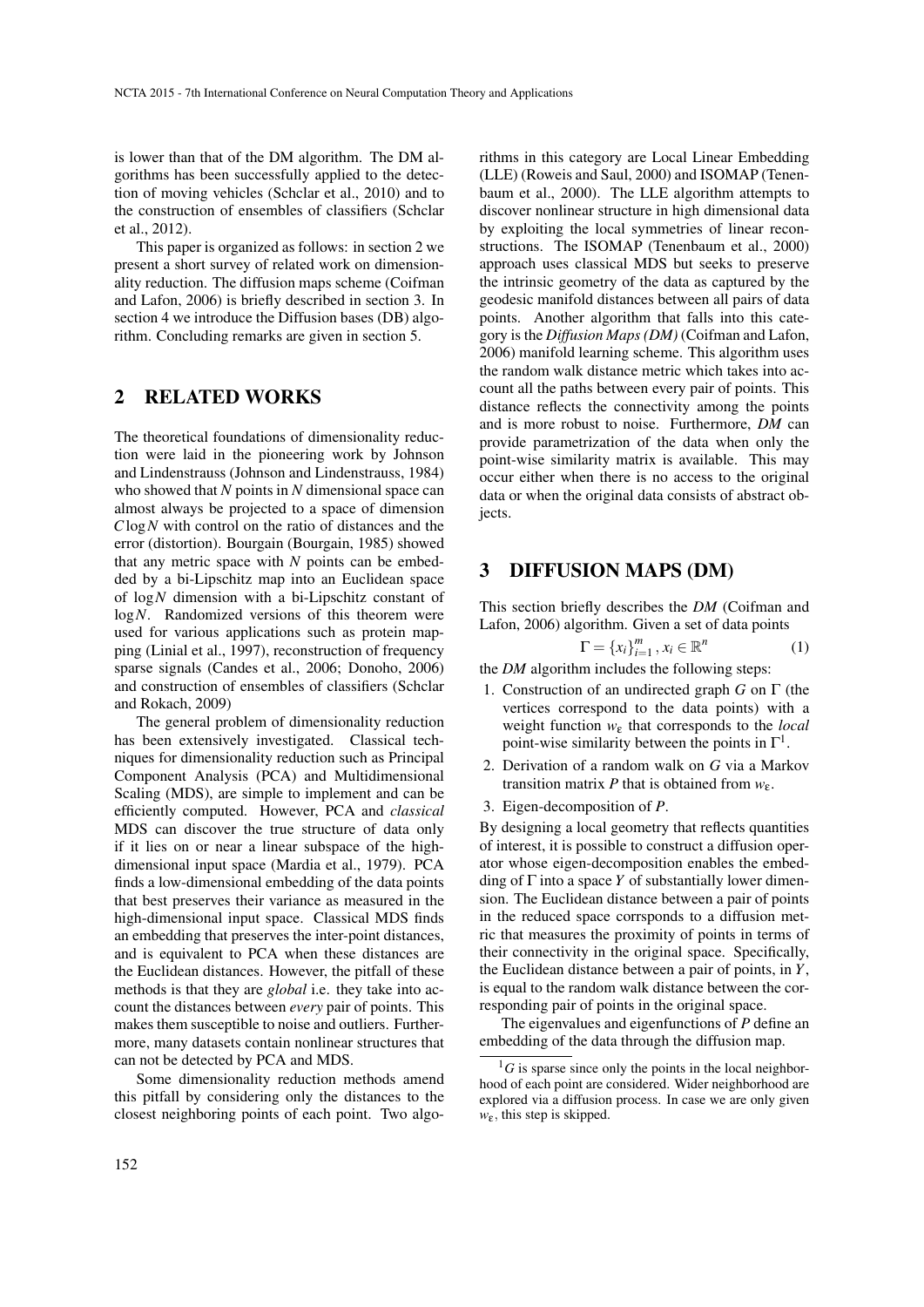is lower than that of the DM algorithm. The DM algorithms has been successfully applied to the detection of moving vehicles (Schclar et al., 2010) and to the construction of ensembles of classifiers (Schclar et al., 2012).

This paper is organized as follows: in section 2 we present a short survey of related work on dimensionality reduction. The diffusion maps scheme (Coifman and Lafon, 2006) is briefly described in section 3. In section 4 we introduce the Diffusion bases (DB) algorithm. Concluding remarks are given in section 5.

## 2 RELATED WORKS

The theoretical foundations of dimensionality reduction were laid in the pioneering work by Johnson and Lindenstrauss (Johnson and Lindenstrauss, 1984) who showed that $N$ points in $N$ dimensional space can almost always be projected to a space of dimension $C\log N$ with control on the ratio of distances and the error (distortion). Bourgain (Bourgain, 1985) showed that any metric space with $N$ points can be embedded by a bi-Lipschitz map into an Euclidean space of $\log N$ dimension with a bi-Lipschitz constant of $\log N$. Randomized versions of this theorem were used for various applications such as protein mapping (Linial et al., 1997), reconstruction of frequency sparse signals (Candes et al., 2006; Donoho, 2006) and construction of ensembles of classifiers (Schclar and Rokach, 2009)

The general problem of dimensionality reduction has been extensively investigated. Classical techniques for dimensionality reduction such as Principal Component Analysis (PCA) and Multidimensional Scaling (MDS), are simple to implement and can be efficiently computed. However, PCA and *classical* MDS can discover the true structure of data only if it lies on or near a linear subspace of the high-dimensional input space (Mardia et al., 1979). PCA finds a low-dimensional embedding of the data points that best preserves their variance as measured in the high-dimensional input space. Classical MDS finds an embedding that preserves the inter-point distances, and is equivalent to PCA when these distances are the Euclidean distances. However, the pitfall of these methods is that they are *global* i.e. they take into account the distances between *every* pair of points. This makes them susceptible to noise and outliers. Furthermore, many datasets contain nonlinear structures that can not be detected by PCA and MDS.

Some dimensionality reduction methods amend this pitfall by considering only the distances to the closest neighboring points of each point. Two algorithms in this category are Local Linear Embedding (LLE) (Roweis and Saul, 2000) and ISOMAP (Tenenbaum et al., 2000). The LLE algorithm attempts to discover nonlinear structure in high dimensional data by exploiting the local symmetries of linear reconstructions. The ISOMAP (Tenenbaum et al., 2000) approach uses classical MDS but seeks to preserve the intrinsic geometry of the data as captured by the geodesic manifold distances between all pairs of data points. Another algorithm that falls into this category is the *Diffusion Maps (DM)* (Coifman and Lafon, 2006) manifold learning scheme. This algorithm uses the random walk distance metric which takes into account all the paths between every pair of points. This distance reflects the connectivity among the points and is more robust to noise. Furthermore, *DM* can provide parametrization of the data when only the point-wise similarity matrix is available. This may occur either when there is no access to the original data or when the original data consists of abstract objects.

## 3 DIFFUSION MAPS (DM)

This section briefly describes the *DM* (Coifman and Lafon, 2006) algorithm. Given a set of data points

$$\Gamma = \{x_i\}_{i=1}^{m}, x_i \in \mathbb{R}^n \tag{1}$$

the *DM* algorithm includes the following steps:

1. Construction of an undirected graph $G$ on $\Gamma$ (the vertices correspond to the data points) with a weight function $w_\varepsilon$ that corresponds to the *local* point-wise similarity between the points in $\Gamma$[1].
2. Derivation of a random walk on $G$ via a Markov transition matrix $P$ that is obtained from $w_\varepsilon$.
3. Eigen-decomposition of $P$.

By designing a local geometry that reflects quantities of interest, it is possible to construct a diffusion operator whose eigen-decomposition enables the embedding of $\Gamma$ into a space $Y$ of substantially lower dimension. The Euclidean distance between a pair of points in the reduced space corrsponds to a diffusion metric that measures the proximity of points in terms of their connectivity in the original space. Specifically, the Euclidean distance between a pair of points, in $Y$, is equal to the random walk distance between the corresponding pair of points in the original space.

The eigenvalues and eigenfunctions of $P$ define an embedding of the data through the diffusion map.

[1] $G$ is sparse since only the points in the local neighborhood of each point are considered. Wider neighborhood are explored via a diffusion process. In case we are only given $w_\varepsilon$, this step is skipped.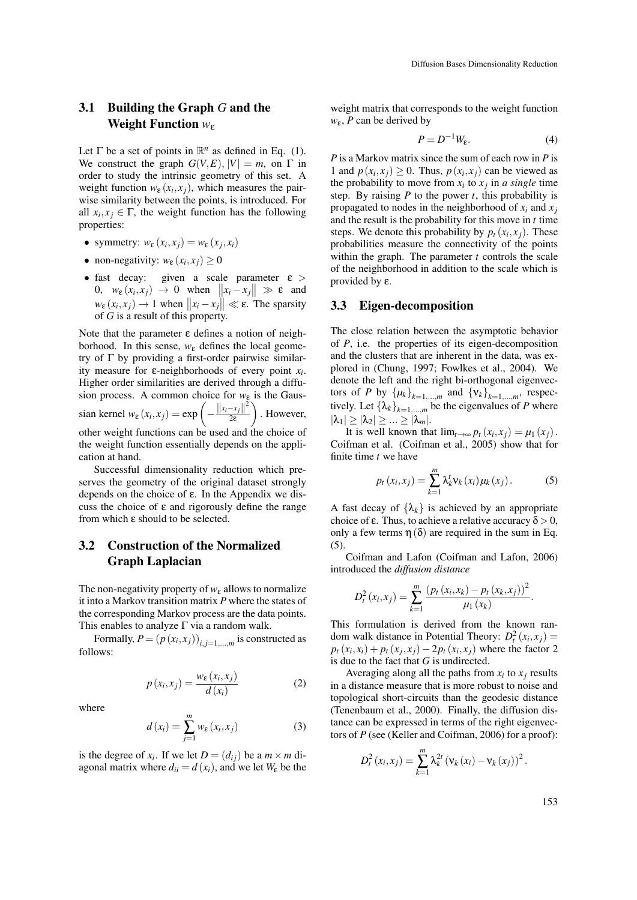## 3.1 Building the Graph $G$ and the Weight Function $w_\varepsilon$

Let $\Gamma$ be a set of points in $\mathbb{R}^n$ as defined in Eq. (1). We construct the graph $G(V,E)$, $|V| = m$, on $\Gamma$ in order to study the intrinsic geometry of this set. A weight function $w_\varepsilon(x_i,x_j)$, which measures the pairwise similarity between the points, is introduced. For all $x_i, x_j \in \Gamma$, the weight function has the following properties:

- symmetry: $w_\varepsilon(x_i,x_j) = w_\varepsilon(x_j,x_i)$
- non-negativity: $w_\varepsilon(x_i,x_j) \geq 0$
- fast decay: given a scale parameter $\varepsilon > 0$, $w_\varepsilon(x_i,x_j) \to 0$ when $\|x_i - x_j\| \gg \varepsilon$ and $w_\varepsilon(x_i,x_j) \to 1$ when $\|x_i - x_j\| \ll \varepsilon$. The sparsity of $G$ is a result of this property.

Note that the parameter $\varepsilon$ defines a notion of neighborhood. In this sense, $w_\varepsilon$ defines the local geometry of $\Gamma$ by providing a first-order pairwise similarity measure for $\varepsilon$-neighborhoods of every point $x_i$. Higher order similarities are derived through a diffusion process. A common choice for $w_\varepsilon$ is the Gaussian kernel $w_\varepsilon(x_i,x_j) = \exp\left(-\frac{\|x_i-x_j\|^2}{2\varepsilon}\right)$. However, other weight functions can be used and the choice of the weight function essentially depends on the application at hand.

Successful dimensionality reduction which preserves the geometry of the original dataset strongly depends on the choice of $\varepsilon$. In the Appendix we discuss the choice of $\varepsilon$ and rigorously define the range from which $\varepsilon$ should to be selected.

## 3.2 Construction of the Normalized Graph Laplacian

The non-negativity property of $w_\varepsilon$ allows to normalize it into a Markov transition matrix $P$ where the states of the corresponding Markov process are the data points. This enables to analyze $\Gamma$ via a random walk.

Formally, $P = (p(x_i,x_j))_{i,j=1,\ldots,m}$ is constructed as follows:

$$p(x_i,x_j) = \frac{w_\varepsilon(x_i,x_j)}{d(x_i)} \tag{2}$$

where

$$d(x_i) = \sum_{j=1}^{m} w_\varepsilon(x_i,x_j) \tag{3}$$

is the degree of $x_i$. If we let $D = (d_{ij})$ be a $m \times m$ diagonal matrix where $d_{ii} = d(x_i)$, and we let $W_\varepsilon$ be the weight matrix that corresponds to the weight function $w_\varepsilon$, $P$ can be derived by

$$P = D^{-1}W_\varepsilon. \tag{4}$$

$P$ is a Markov matrix since the sum of each row in $P$ is 1 and $p(x_i,x_j) \geq 0$. Thus, $p(x_i,x_j)$ can be viewed as the probability to move from $x_i$ to $x_j$ in *a single* time step. By raising $P$ to the power $t$, this probability is propagated to nodes in the neighborhood of $x_i$ and $x_j$ and the result is the probability for this move in $t$ time steps. We denote this probability by $p_t(x_i,x_j)$. These probabilities measure the connectivity of the points within the graph. The parameter $t$ controls the scale of the neighborhood in addition to the scale which is provided by $\varepsilon$.

## 3.3 Eigen-decomposition

The close relation between the asymptotic behavior of $P$, i.e. the properties of its eigen-decomposition and the clusters that are inherent in the data, was explored in (Chung, 1997; Fowlkes et al., 2004). We denote the left and the right bi-orthogonal eigenvectors of $P$ by $\{\mu_k\}_{k=1,\ldots,m}$ and $\{\nu_k\}_{k=1,\ldots,m}$, respectively. Let $\{\lambda_k\}_{k=1,\ldots,m}$ be the eigenvalues of $P$ where $|\lambda_1| \geq |\lambda_2| \geq \ldots \geq |\lambda_m|$.

It is well known that $\lim_{t\to\infty} p_t(x_i,x_j) = \mu_1(x_j)$. Coifman et al. (Coifman et al., 2005) show that for finite time $t$ we have

$$p_t(x_i,x_j) = \sum_{k=1}^{m} \lambda_k^t \nu_k(x_i)\mu_k(x_j). \tag{5}$$

A fast decay of $\{\lambda_k\}$ is achieved by an appropriate choice of $\varepsilon$. Thus, to achieve a relative accuracy $\delta > 0$, only a few terms $\eta(\delta)$ are required in the sum in Eq. (5).

Coifman and Lafon (Coifman and Lafon, 2006) introduced the *diffusion distance*

$$D_t^2(x_i,x_j) = \sum_{k=1}^{m} \frac{(p_t(x_i,x_k) - p_t(x_k,x_j))^2}{\mu_1(x_k)}.$$

This formulation is derived from the known random walk distance in Potential Theory: $D_t^2(x_i,x_j) = p_t(x_i,x_i) + p_t(x_j,x_j) - 2p_t(x_i,x_j)$ where the factor 2 is due to the fact that $G$ is undirected.

Averaging along all the paths from $x_i$ to $x_j$ results in a distance measure that is more robust to noise and topological short-circuits than the geodesic distance (Tenenbaum et al., 2000). Finally, the diffusion distance can be expressed in terms of the right eigenvectors of $P$ (see (Keller and Coifman, 2006) for a proof):

$$D_t^2(x_i,x_j) = \sum_{k=1}^{m} \lambda_k^{2t} (\nu_k(x_i) - \nu_k(x_j))^2.$$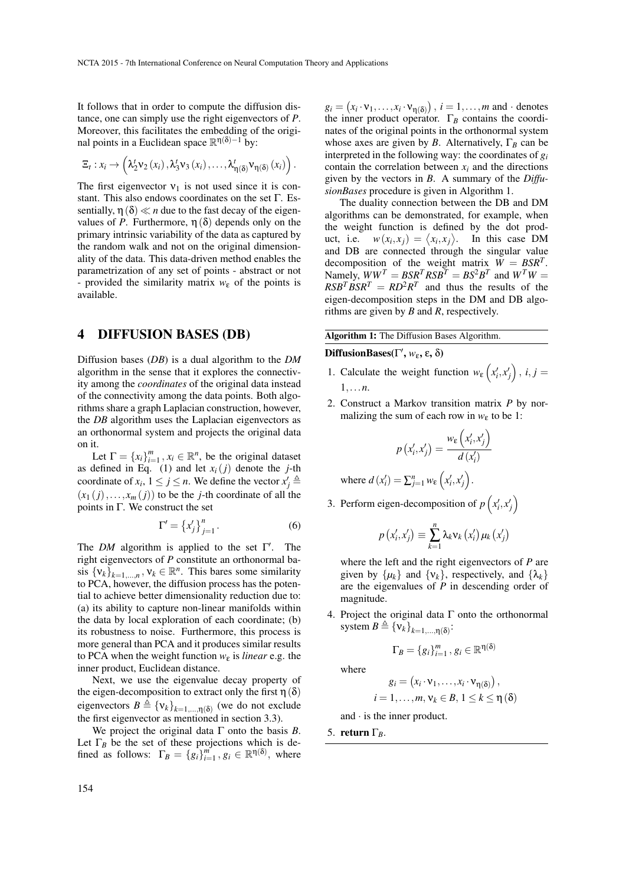It follows that in order to compute the diffusion distance, one can simply use the right eigenvectors of $P$. Moreover, this facilitates the embedding of the original points in a Euclidean space $\mathbb{R}^{\eta(\delta)-1}$ by:

$$\Xi_t : x_i \to \left(\lambda_2^t \nu_2(x_i), \lambda_3^t \nu_3(x_i), \ldots, \lambda_{\eta(\delta)}^t \nu_{\eta(\delta)}(x_i)\right).$$

The first eigenvector $\nu_1$ is not used since it is constant. This also endows coordinates on the set $\Gamma$. Essentially, $\eta(\delta) \ll n$ due to the fast decay of the eigenvalues of $P$. Furthermore, $\eta(\delta)$ depends only on the primary intrinsic variability of the data as captured by the random walk and not on the original dimensionality of the data. This data-driven method enables the parametrization of any set of points - abstract or not - provided the similarity matrix $w_\varepsilon$ of the points is available.

## 4 DIFFUSION BASES (DB)

Diffusion bases (*DB*) is a dual algorithm to the *DM* algorithm in the sense that it explores the connectivity among the *coordinates* of the original data instead of the connectivity among the data points. Both algorithms share a graph Laplacian construction, however, the *DB* algorithm uses the Laplacian eigenvectors as an orthonormal system and projects the original data on it.

Let $\Gamma = \{x_i\}_{i=1}^m, x_i \in \mathbb{R}^n$, be the original dataset as defined in Eq. (1) and let $x_i(j)$ denote the $j$-th coordinate of $x_i$, $1 \leq j \leq n$. We define the vector $x'_j \triangleq (x_1(j), \ldots, x_m(j))$ to be the $j$-th coordinate of all the points in $\Gamma$. We construct the set

$$\Gamma' = \{x'_j\}_{j=1}^n. \quad (6)$$

The *DM* algorithm is applied to the set $\Gamma'$. The right eigenvectors of $P$ constitute an orthonormal basis $\{\nu_k\}_{k=1,\ldots,n}, \nu_k \in \mathbb{R}^n$. This bares some similarity to PCA, however, the diffusion process has the potential to achieve better dimensionality reduction due to: (a) its ability to capture non-linear manifolds within the data by local exploration of each coordinate; (b) its robustness to noise. Furthermore, this process is more general than PCA and it produces similar results to PCA when the weight function $w_\varepsilon$ is *linear* e.g. the inner product, Euclidean distance.

Next, we use the eigenvalue decay property of the eigen-decomposition to extract only the first $\eta(\delta)$ eigenvectors $B \triangleq \{\nu_k\}_{k=1,\ldots,\eta(\delta)}$ (we do not exclude the first eigenvector as mentioned in section 3.3).

We project the original data $\Gamma$ onto the basis $B$. Let $\Gamma_B$ be the set of these projections which is defined as follows: $\Gamma_B = \{g_i\}_{i=1}^m, g_i \in \mathbb{R}^{\eta(\delta)}$, where $g_i = \left(x_i \cdot \nu_1, \ldots, x_i \cdot \nu_{\eta(\delta)}\right), i = 1, \ldots, m$ and $\cdot$ denotes the inner product operator. $\Gamma_B$ contains the coordinates of the original points in the orthonormal system whose axes are given by $B$. Alternatively, $\Gamma_B$ can be interpreted in the following way: the coordinates of $g_i$ contain the correlation between $x_i$ and the directions given by the vectors in $B$. A summary of the *DiffusionBases* procedure is given in Algorithm 1.

The duality connection between the DB and DM algorithms can be demonstrated, for example, when the weight function is defined by the dot product, i.e. $w(x_i, x_j) = \langle x_i, x_j \rangle$. In this case DM and DB are connected through the singular value decomposition of the weight matrix $W = BSR^T$. Namely, $WW^T = BSR^TRSB^T = BS^2B^T$ and $W^TW = RSB^TBSR^T = RD^2R^T$ and thus the results of the eigen-decomposition steps in the DM and DB algorithms are given by $B$ and $R$, respectively.

**Algorithm 1:** The Diffusion Bases Algorithm.

**DiffusionBases($\Gamma'$, $w_\varepsilon$, $\varepsilon$, $\delta$)**

1. Calculate the weight function $w_\varepsilon\left(x'_i, x'_j\right), i, j = 1, \ldots n$.
2. Construct a Markov transition matrix $P$ by normalizing the sum of each row in $w_\varepsilon$ to be 1:
$$p\left(x'_i, x'_j\right) = \frac{w_\varepsilon\left(x'_i, x'_j\right)}{d\left(x'_i\right)}$$
where $d\left(x'_i\right) = \sum_{j=1}^n w_\varepsilon\left(x'_i, x'_j\right)$.
3. Perform eigen-decomposition of $p\left(x'_i, x'_j\right)$
$$p\left(x'_i, x'_j\right) \equiv \sum_{k=1}^n \lambda_k \nu_k\left(x'_i\right) \mu_k\left(x'_j\right)$$
where the left and the right eigenvectors of $P$ are given by $\{\mu_k\}$ and $\{\nu_k\}$, respectively, and $\{\lambda_k\}$ are the eigenvalues of $P$ in descending order of magnitude.
4. Project the original data $\Gamma$ onto the orthonormal system $B \triangleq \{\nu_k\}_{k=1,\ldots,\eta(\delta)}$:
$$\Gamma_B = \{g_i\}_{i=1}^m, g_i \in \mathbb{R}^{\eta(\delta)}$$
where
$$g_i = \left(x_i \cdot \nu_1, \ldots, x_i \cdot \nu_{\eta(\delta)}\right),$$
$$i = 1, \ldots, m, \nu_k \in B, 1 \leq k \leq \eta(\delta)$$
and $\cdot$ is the inner product.
5. **return** $\Gamma_B$.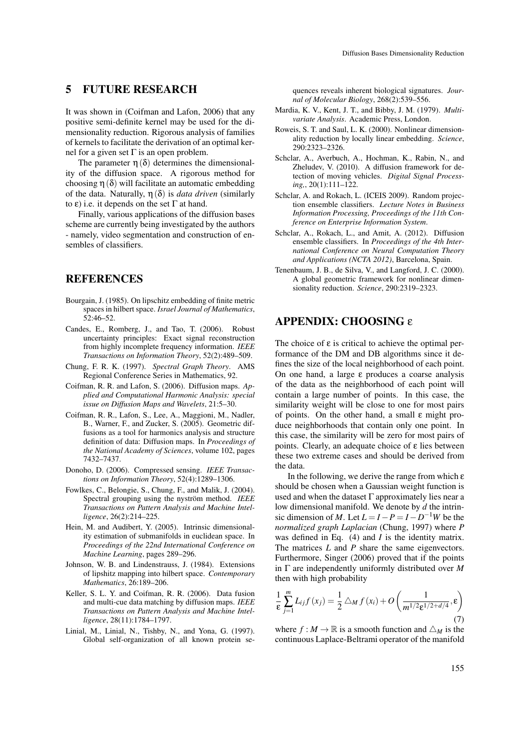## 5 FUTURE RESEARCH

It was shown in (Coifman and Lafon, 2006) that any positive semi-definite kernel may be used for the dimensionality reduction. Rigorous analysis of families of kernels to facilitate the derivation of an optimal kernel for a given set $\Gamma$ is an open problem.

The parameter $\eta(\delta)$ determines the dimensionality of the diffusion space. A rigorous method for choosing $\eta(\delta)$ will facilitate an automatic embedding of the data. Naturally, $\eta(\delta)$ is *data driven* (similarly to $\varepsilon$) i.e. it depends on the set $\Gamma$ at hand.

Finally, various applications of the diffusion bases scheme are currently being investigated by the authors - namely, video segmentation and construction of ensembles of classifiers.

## REFERENCES

Bourgain, J. (1985). On lipschitz embedding of finite metric spaces in hilbert space. *Israel Journal of Mathematics*, 52:46–52.

Candes, E., Romberg, J., and Tao, T. (2006). Robust uncertainty principles: Exact signal reconstruction from highly incomplete frequency information. *IEEE Transactions on Information Theory*, 52(2):489–509.

Chung, F. R. K. (1997). *Spectral Graph Theory*. AMS Regional Conference Series in Mathematics, 92.

Coifman, R. R. and Lafon, S. (2006). Diffusion maps. *Applied and Computational Harmonic Analysis: special issue on Diffusion Maps and Wavelets*, 21:5–30.

Coifman, R. R., Lafon, S., Lee, A., Maggioni, M., Nadler, B., Warner, F., and Zucker, S. (2005). Geometric diffusions as a tool for harmonics analysis and structure definition of data: Diffusion maps. In *Proceedings of the National Academy of Sciences*, volume 102, pages 7432–7437.

Donoho, D. (2006). Compressed sensing. *IEEE Transactions on Information Theory*, 52(4):1289–1306.

Fowlkes, C., Belongie, S., Chung, F., and Malik, J. (2004). Spectral grouping using the nyström method. *IEEE Transactions on Pattern Analysis and Machine Intelligence*, 26(2):214–225.

Hein, M. and Audibert, Y. (2005). Intrinsic dimensionality estimation of submanifolds in euclidean space. In *Proceedings of the 22nd International Conference on Machine Learning*, pages 289–296.

Johnson, W. B. and Lindenstrauss, J. (1984). Extensions of lipshitz mapping into hilbert space. *Contemporary Mathematics*, 26:189–206.

Keller, S. L. Y. and Coifman, R. R. (2006). Data fusion and multi-cue data matching by diffusion maps. *IEEE Transactions on Pattern Analysis and Machine Intelligence*, 28(11):1784–1797.

Linial, M., Linial, N., Tishby, N., and Yona, G. (1997). Global self-organization of all known protein sequences reveals inherent biological signatures. *Journal of Molecular Biology*, 268(2):539–556.

Mardia, K. V., Kent, J. T., and Bibby, J. M. (1979). *Multivariate Analysis*. Academic Press, London.

Roweis, S. T. and Saul, L. K. (2000). Nonlinear dimensionality reduction by locally linear embedding. *Science*, 290:2323–2326.

Schclar, A., Averbuch, A., Hochman, K., Rabin, N., and Zheludev, V. (2010). A diffusion framework for detection of moving vehicles. *Digital Signal Processing,*, 20(1):111–122.

Schclar, A. and Rokach, L. (ICEIS 2009). Random projection ensemble classifiers. *Lecture Notes in Business Information Processing, Proceedings of the 11th Conference on Enterprise Information System*.

Schclar, A., Rokach, L., and Amit, A. (2012). Diffusion ensemble classifiers. In *Proceedings of the 4th International Conference on Neural Computation Theory and Applications (NCTA 2012)*, Barcelona, Spain.

Tenenbaum, J. B., de Silva, V., and Langford, J. C. (2000). A global geometric framework for nonlinear dimensionality reduction. *Science*, 290:2319–2323.

## APPENDIX: CHOOSING $\varepsilon$

The choice of $\varepsilon$ is critical to achieve the optimal performance of the DM and DB algorithms since it defines the size of the local neighborhood of each point. On one hand, a large $\varepsilon$ produces a coarse analysis of the data as the neighborhood of each point will contain a large number of points. In this case, the similarity weight will be close to one for most pairs of points. On the other hand, a small $\varepsilon$ might produce neighborhoods that contain only one point. In this case, the similarity will be zero for most pairs of points. Clearly, an adequate choice of $\varepsilon$ lies between these two extreme cases and should be derived from the data.

In the following, we derive the range from which $\varepsilon$ should be chosen when a Gaussian weight function is used and when the dataset $\Gamma$ approximately lies near a low dimensional manifold. We denote by $d$ the intrinsic dimension of $M$. Let $L = I - P = I - D^{-1}W$ be the *normalized graph Laplacian* (Chung, 1997) where $P$ was defined in Eq. (4) and $I$ is the identity matrix. The matrices $L$ and $P$ share the same eigenvectors. Furthermore, Singer (2006) proved that if the points in $\Gamma$ are independently uniformly distributed over $M$ then with high probability

$$\frac{1}{\varepsilon}\sum_{j=1}^{m} L_{ij} f(x_j) = \frac{1}{2} \triangle_M f(x_i) + O\left(\frac{1}{m^{1/2}\varepsilon^{1/2+d/4}}, \varepsilon\right) \tag{7}$$

where $f : M \to \mathbb{R}$ is a smooth function and $\triangle_M$ is the continuous Laplace-Beltrami operator of the manifold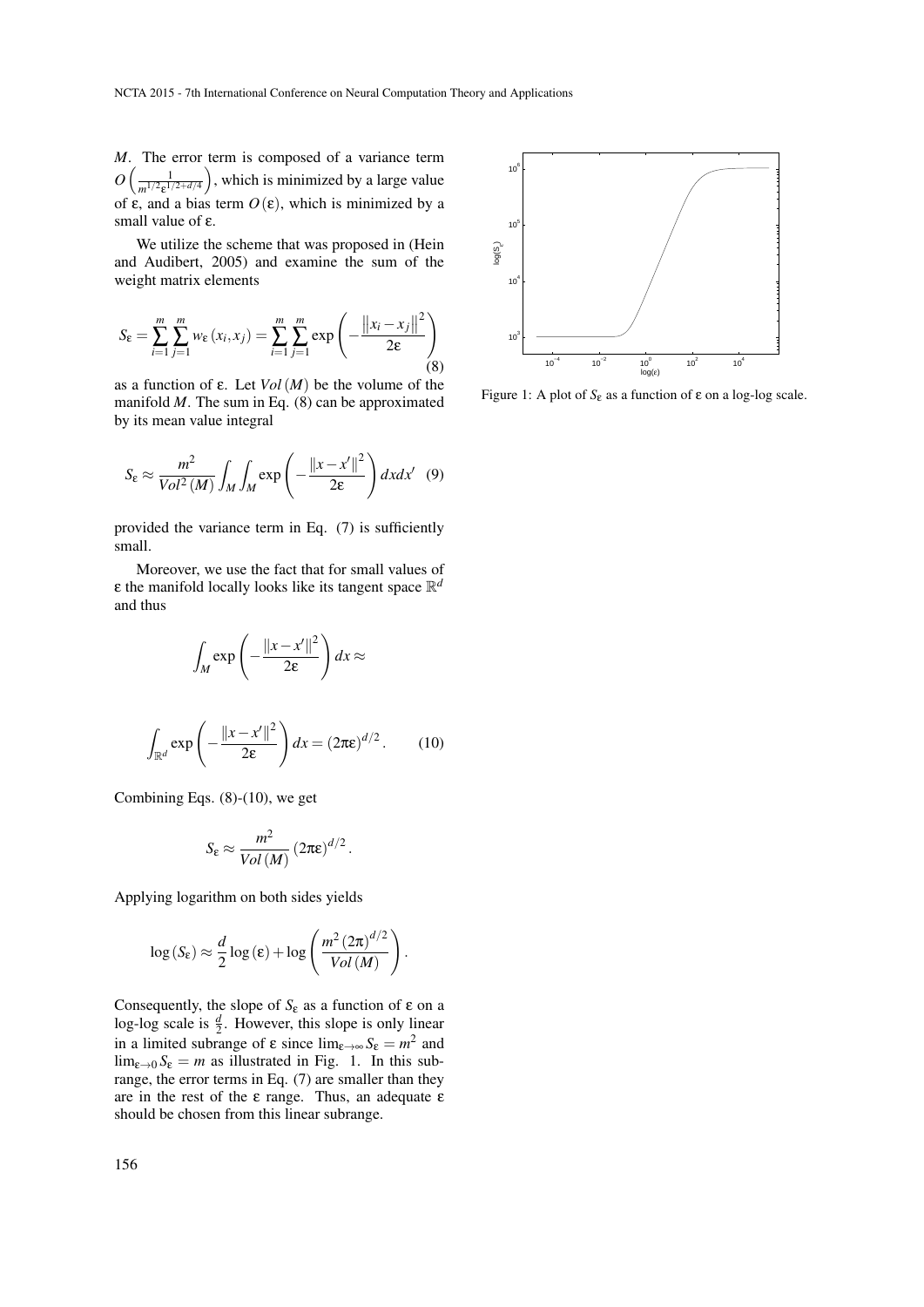$M$. The error term is composed of a variance term $O\left(\frac{1}{m^{1/2}\varepsilon^{1/2+d/4}}\right)$, which is minimized by a large value of $\varepsilon$, and a bias term $O(\varepsilon)$, which is minimized by a small value of $\varepsilon$.

We utilize the scheme that was proposed in (Hein and Audibert, 2005) and examine the sum of the weight matrix elements

$$S_\varepsilon = \sum_{i=1}^{m}\sum_{j=1}^{m} w_\varepsilon(x_i, x_j) = \sum_{i=1}^{m}\sum_{j=1}^{m} \exp\left(-\frac{\left\|x_i - x_j\right\|^2}{2\varepsilon}\right) \tag{8}$$

as a function of $\varepsilon$. Let $Vol(M)$ be the volume of the manifold $M$. The sum in Eq. (8) can be approximated by its mean value integral

$$S_\varepsilon \approx \frac{m^2}{Vol^2(M)} \int_M \int_M \exp\left(-\frac{\|x - x'\|^2}{2\varepsilon}\right) dx dx' \tag{9}$$

provided the variance term in Eq. (7) is sufficiently small.

Moreover, we use the fact that for small values of $\varepsilon$ the manifold locally looks like its tangent space $\mathbb{R}^d$ and thus

$$\int_M \exp\left(-\frac{\|x - x'\|^2}{2\varepsilon}\right) dx \approx$$

$$\int_{\mathbb{R}^d} \exp\left(-\frac{\|x - x'\|^2}{2\varepsilon}\right) dx = (2\pi\varepsilon)^{d/2}. \tag{10}$$

Combining Eqs. (8)-(10), we get

$$S_\varepsilon \approx \frac{m^2}{Vol(M)} (2\pi\varepsilon)^{d/2}.$$

Applying logarithm on both sides yields

$$\log(S_\varepsilon) \approx \frac{d}{2}\log(\varepsilon) + \log\left(\frac{m^2(2\pi)^{d/2}}{Vol(M)}\right).$$

Consequently, the slope of $S_\varepsilon$ as a function of $\varepsilon$ on a log-log scale is $\frac{d}{2}$. However, this slope is only linear in a limited subrange of $\varepsilon$ since $\lim_{\varepsilon\to\infty} S_\varepsilon = m^2$ and $\lim_{\varepsilon\to 0} S_\varepsilon = m$ as illustrated in Fig. 1. In this subrange, the error terms in Eq. (7) are smaller than they are in the rest of the $\varepsilon$ range. Thus, an adequate $\varepsilon$ should be chosen from this linear subrange.

log(S_ε)
10^6
10^5
10^4
10^3
10^-4 10^-2 10^0 10^2 10^4
log(ε)

Figure 1: A plot of $S_\varepsilon$ as a function of $\varepsilon$ on a log-log scale.